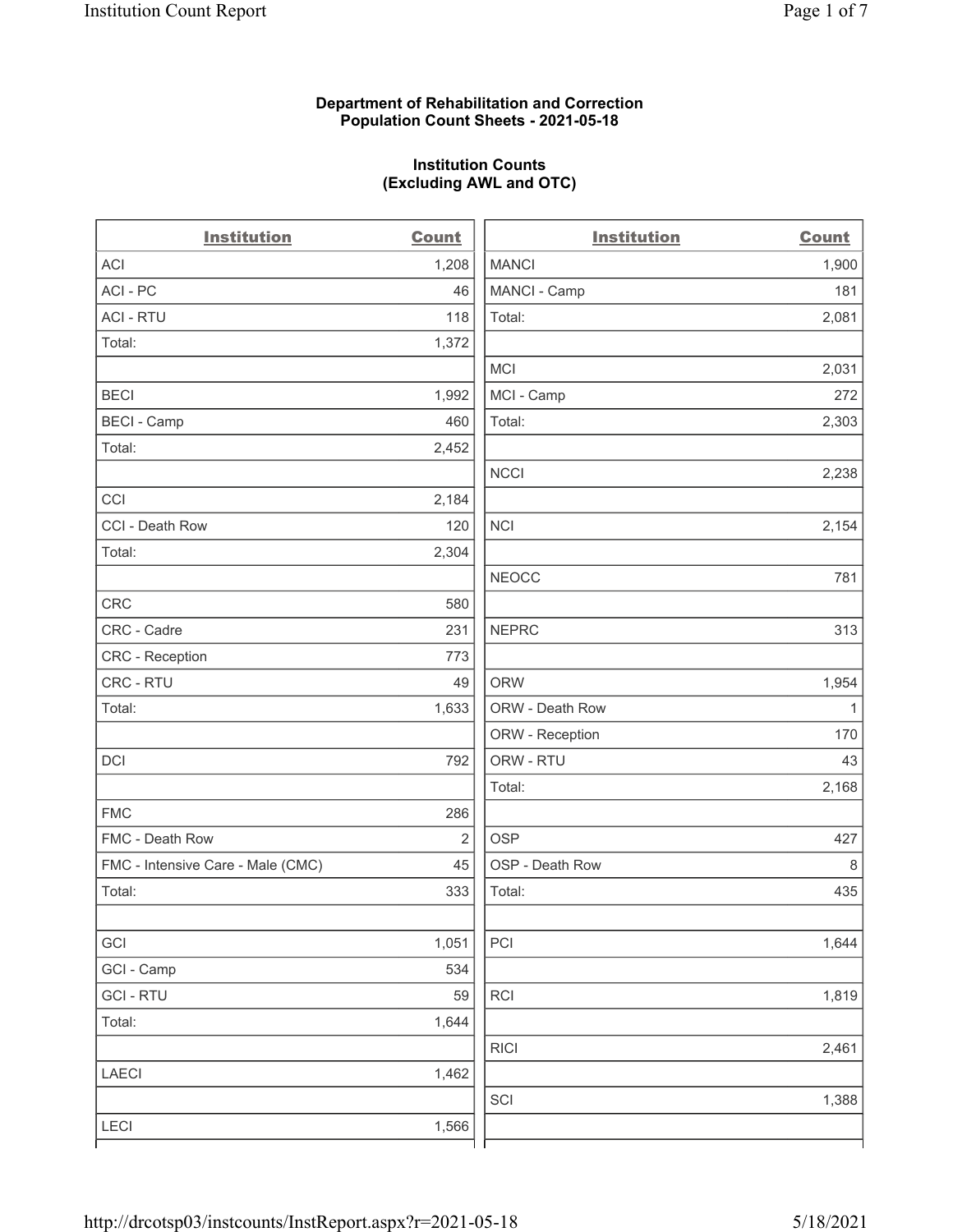**Department of Rehabilitation and Correction**
**Population Count Sheets - 2021-05-18**

**Institution Counts**
**(Excluding AWL and OTC)**

| Institution | Count |
|---|---|
| ACI | 1,208 |
| ACI - PC | 46 |
| ACI - RTU | 118 |
| Total: | 1,372 |
| | |
| BECI | 1,992 |
| BECI - Camp | 460 |
| Total: | 2,452 |
| | |
| CCI | 2,184 |
| CCI - Death Row | 120 |
| Total: | 2,304 |
| | |
| CRC | 580 |
| CRC - Cadre | 231 |
| CRC - Reception | 773 |
| CRC - RTU | 49 |
| Total: | 1,633 |
| | |
| DCI | 792 |
| | |
| FMC | 286 |
| FMC - Death Row | 2 |
| FMC - Intensive Care - Male (CMC) | 45 |
| Total: | 333 |
| | |
| GCI | 1,051 |
| GCI - Camp | 534 |
| GCI - RTU | 59 |
| Total: | 1,644 |
| | |
| LAECI | 1,462 |
| | |
| LECI | 1,566 |

| Institution | Count |
|---|---|
| MANCI | 1,900 |
| MANCI - Camp | 181 |
| Total: | 2,081 |
| | |
| MCI | 2,031 |
| MCI - Camp | 272 |
| Total: | 2,303 |
| | |
| NCCI | 2,238 |
| | |
| NCI | 2,154 |
| | |
| NEOCC | 781 |
| | |
| NEPRC | 313 |
| | |
| ORW | 1,954 |
| ORW - Death Row | 1 |
| ORW - Reception | 170 |
| ORW - RTU | 43 |
| Total: | 2,168 |
| | |
| OSP | 427 |
| OSP - Death Row | 8 |
| Total: | 435 |
| | |
| PCI | 1,644 |
| | |
| RCI | 1,819 |
| | |
| RICI | 2,461 |
| | |
| SCI | 1,388 |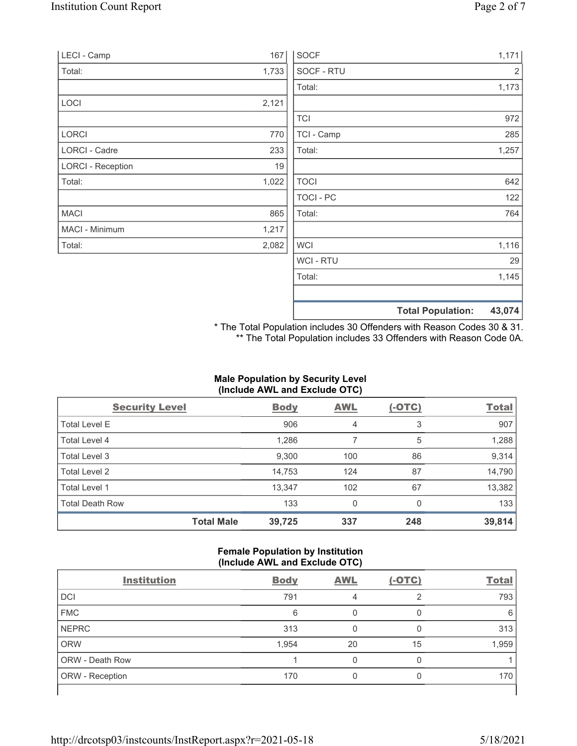| | |
|---|---|
| LECI - Camp | 167 |
| Total: | 1,733 |
| | |
| LOCI | 2,121 |
| | |
| LORCI | 770 |
| LORCI - Cadre | 233 |
| LORCI - Reception | 19 |
| Total: | 1,022 |
| | |
| MACI | 865 |
| MACI - Minimum | 1,217 |
| Total: | 2,082 |

| | |
|---|---|
| SOCF | 1,171 |
| SOCF - RTU | 2 |
| Total: | 1,173 |
| | |
| TCI | 972 |
| TCI - Camp | 285 |
| Total: | 1,257 |
| | |
| TOCI | 642 |
| TOCI - PC | 122 |
| Total: | 764 |
| | |
| WCI | 1,116 |
| WCI - RTU | 29 |
| Total: | 1,145 |
| | |
| **Total Population:** | **43,074** |

\* The Total Population includes 30 Offenders with Reason Codes 30 & 31.
\*\* The Total Population includes 33 Offenders with Reason Code 0A.

### Male Population by Security Level (Include AWL and Exclude OTC)

| Security Level | Body | AWL | (-OTC) | Total |
|---|---|---|---|---|
| Total Level E | 906 | 4 | 3 | 907 |
| Total Level 4 | 1,286 | 7 | 5 | 1,288 |
| Total Level 3 | 9,300 | 100 | 86 | 9,314 |
| Total Level 2 | 14,753 | 124 | 87 | 14,790 |
| Total Level 1 | 13,347 | 102 | 67 | 13,382 |
| Total Death Row | 133 | 0 | 0 | 133 |
| **Total Male** | **39,725** | **337** | **248** | **39,814** |

### Female Population by Institution (Include AWL and Exclude OTC)

| Institution | Body | AWL | (-OTC) | Total |
|---|---|---|---|---|
| DCI | 791 | 4 | 2 | 793 |
| FMC | 6 | 0 | 0 | 6 |
| NEPRC | 313 | 0 | 0 | 313 |
| ORW | 1,954 | 20 | 15 | 1,959 |
| ORW - Death Row | 1 | 0 | 0 | 1 |
| ORW - Reception | 170 | 0 | 0 | 170 |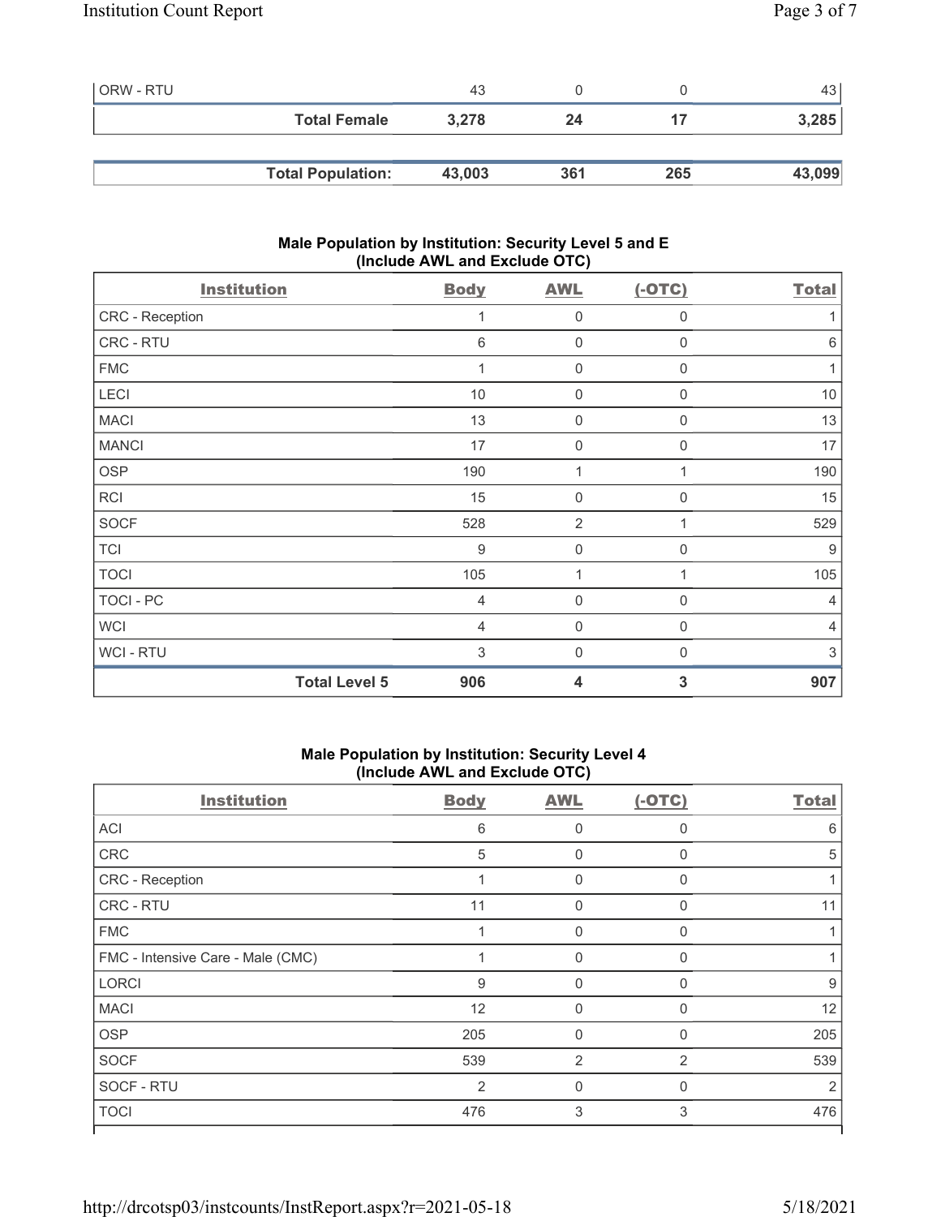| ORW - RTU | 43 | 0 | 0 | 43 |
|---|---|---|---|---|
| **Total Female** | **3,278** | **24** | **17** | **3,285** |
| **Total Population:** | **43,003** | **361** | **265** | **43,099** |

### Male Population by Institution: Security Level 5 and E (Include AWL and Exclude OTC)

| Institution | Body | AWL | (-OTC) | Total |
|---|---|---|---|---|
| CRC - Reception | 1 | 0 | 0 | 1 |
| CRC - RTU | 6 | 0 | 0 | 6 |
| FMC | 1 | 0 | 0 | 1 |
| LECI | 10 | 0 | 0 | 10 |
| MACI | 13 | 0 | 0 | 13 |
| MANCI | 17 | 0 | 0 | 17 |
| OSP | 190 | 1 | 1 | 190 |
| RCI | 15 | 0 | 0 | 15 |
| SOCF | 528 | 2 | 1 | 529 |
| TCI | 9 | 0 | 0 | 9 |
| TOCI | 105 | 1 | 1 | 105 |
| TOCI - PC | 4 | 0 | 0 | 4 |
| WCI | 4 | 0 | 0 | 4 |
| WCI - RTU | 3 | 0 | 0 | 3 |
| **Total Level 5** | **906** | **4** | **3** | **907** |

### Male Population by Institution: Security Level 4 (Include AWL and Exclude OTC)

| Institution | Body | AWL | (-OTC) | Total |
|---|---|---|---|---|
| ACI | 6 | 0 | 0 | 6 |
| CRC | 5 | 0 | 0 | 5 |
| CRC - Reception | 1 | 0 | 0 | 1 |
| CRC - RTU | 11 | 0 | 0 | 11 |
| FMC | 1 | 0 | 0 | 1 |
| FMC - Intensive Care - Male (CMC) | 1 | 0 | 0 | 1 |
| LORCI | 9 | 0 | 0 | 9 |
| MACI | 12 | 0 | 0 | 12 |
| OSP | 205 | 0 | 0 | 205 |
| SOCF | 539 | 2 | 2 | 539 |
| SOCF - RTU | 2 | 0 | 0 | 2 |
| TOCI | 476 | 3 | 3 | 476 |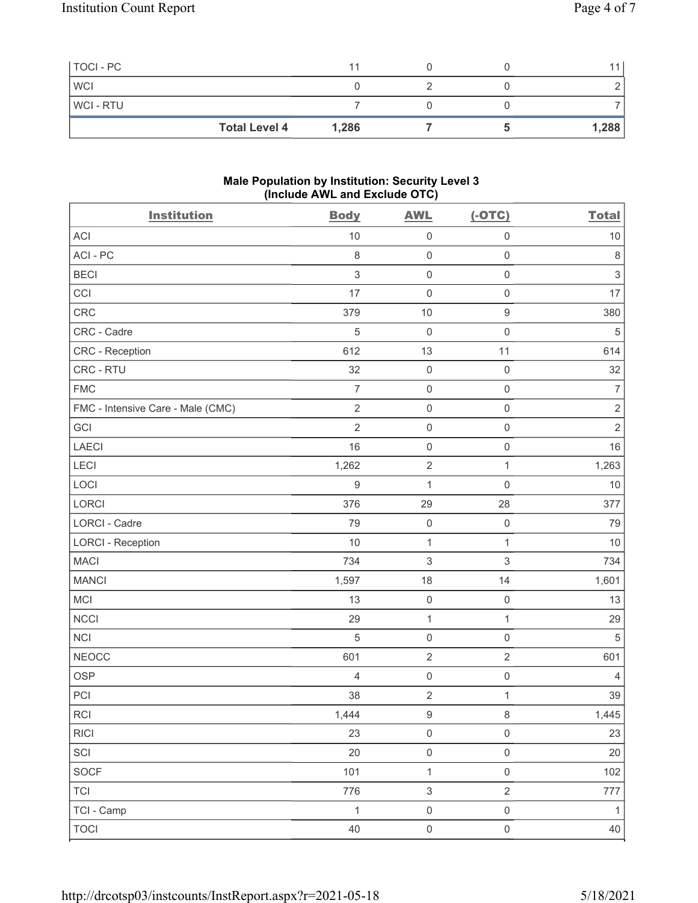| TOCI - PC | | 11 | 0 | 0 | 11 |
|---|---|---|---|---|---|
| WCI | | 0 | 2 | 0 | 2 |
| WCI - RTU | | 7 | 0 | 0 | 7 |
| | **Total Level 4** | **1,286** | **7** | **5** | **1,288** |

**Male Population by Institution: Security Level 3**
**(Include AWL and Exclude OTC)**

| Institution | Body | AWL | (-OTC) | Total |
|---|---|---|---|---|
| ACI | 10 | 0 | 0 | 10 |
| ACI - PC | 8 | 0 | 0 | 8 |
| BECI | 3 | 0 | 0 | 3 |
| CCI | 17 | 0 | 0 | 17 |
| CRC | 379 | 10 | 9 | 380 |
| CRC - Cadre | 5 | 0 | 0 | 5 |
| CRC - Reception | 612 | 13 | 11 | 614 |
| CRC - RTU | 32 | 0 | 0 | 32 |
| FMC | 7 | 0 | 0 | 7 |
| FMC - Intensive Care - Male (CMC) | 2 | 0 | 0 | 2 |
| GCI | 2 | 0 | 0 | 2 |
| LAECI | 16 | 0 | 0 | 16 |
| LECI | 1,262 | 2 | 1 | 1,263 |
| LOCI | 9 | 1 | 0 | 10 |
| LORCI | 376 | 29 | 28 | 377 |
| LORCI - Cadre | 79 | 0 | 0 | 79 |
| LORCI - Reception | 10 | 1 | 1 | 10 |
| MACI | 734 | 3 | 3 | 734 |
| MANCI | 1,597 | 18 | 14 | 1,601 |
| MCI | 13 | 0 | 0 | 13 |
| NCCI | 29 | 1 | 1 | 29 |
| NCI | 5 | 0 | 0 | 5 |
| NEOCC | 601 | 2 | 2 | 601 |
| OSP | 4 | 0 | 0 | 4 |
| PCI | 38 | 2 | 1 | 39 |
| RCI | 1,444 | 9 | 8 | 1,445 |
| RICI | 23 | 0 | 0 | 23 |
| SCI | 20 | 0 | 0 | 20 |
| SOCF | 101 | 1 | 0 | 102 |
| TCI | 776 | 3 | 2 | 777 |
| TCI - Camp | 1 | 0 | 0 | 1 |
| TOCI | 40 | 0 | 0 | 40 |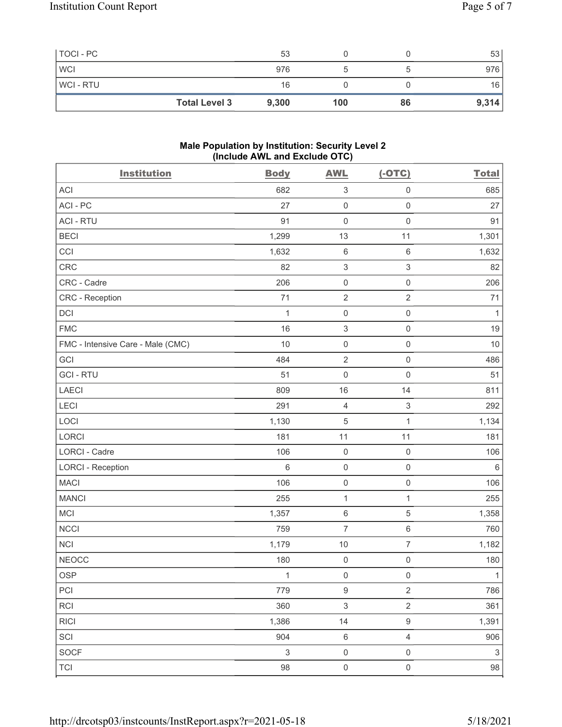| TOCI - PC | 53 | 0 | 0 | 53 |
|---|---|---|---|---|
| WCI | 976 | 5 | 5 | 976 |
| WCI - RTU | 16 | 0 | 0 | 16 |
| **Total Level 3** | **9,300** | **100** | **86** | **9,314** |

## Male Population by Institution: Security Level 2 (Include AWL and Exclude OTC)

| Institution | Body | AWL | (-OTC) | Total |
|---|---|---|---|---|
| ACI | 682 | 3 | 0 | 685 |
| ACI - PC | 27 | 0 | 0 | 27 |
| ACI - RTU | 91 | 0 | 0 | 91 |
| BECI | 1,299 | 13 | 11 | 1,301 |
| CCI | 1,632 | 6 | 6 | 1,632 |
| CRC | 82 | 3 | 3 | 82 |
| CRC - Cadre | 206 | 0 | 0 | 206 |
| CRC - Reception | 71 | 2 | 2 | 71 |
| DCI | 1 | 0 | 0 | 1 |
| FMC | 16 | 3 | 0 | 19 |
| FMC - Intensive Care - Male (CMC) | 10 | 0 | 0 | 10 |
| GCI | 484 | 2 | 0 | 486 |
| GCI - RTU | 51 | 0 | 0 | 51 |
| LAECI | 809 | 16 | 14 | 811 |
| LECI | 291 | 4 | 3 | 292 |
| LOCI | 1,130 | 5 | 1 | 1,134 |
| LORCI | 181 | 11 | 11 | 181 |
| LORCI - Cadre | 106 | 0 | 0 | 106 |
| LORCI - Reception | 6 | 0 | 0 | 6 |
| MACI | 106 | 0 | 0 | 106 |
| MANCI | 255 | 1 | 1 | 255 |
| MCI | 1,357 | 6 | 5 | 1,358 |
| NCCI | 759 | 7 | 6 | 760 |
| NCI | 1,179 | 10 | 7 | 1,182 |
| NEOCC | 180 | 0 | 0 | 180 |
| OSP | 1 | 0 | 0 | 1 |
| PCI | 779 | 9 | 2 | 786 |
| RCI | 360 | 3 | 2 | 361 |
| RICI | 1,386 | 14 | 9 | 1,391 |
| SCI | 904 | 6 | 4 | 906 |
| SOCF | 3 | 0 | 0 | 3 |
| TCI | 98 | 0 | 0 | 98 |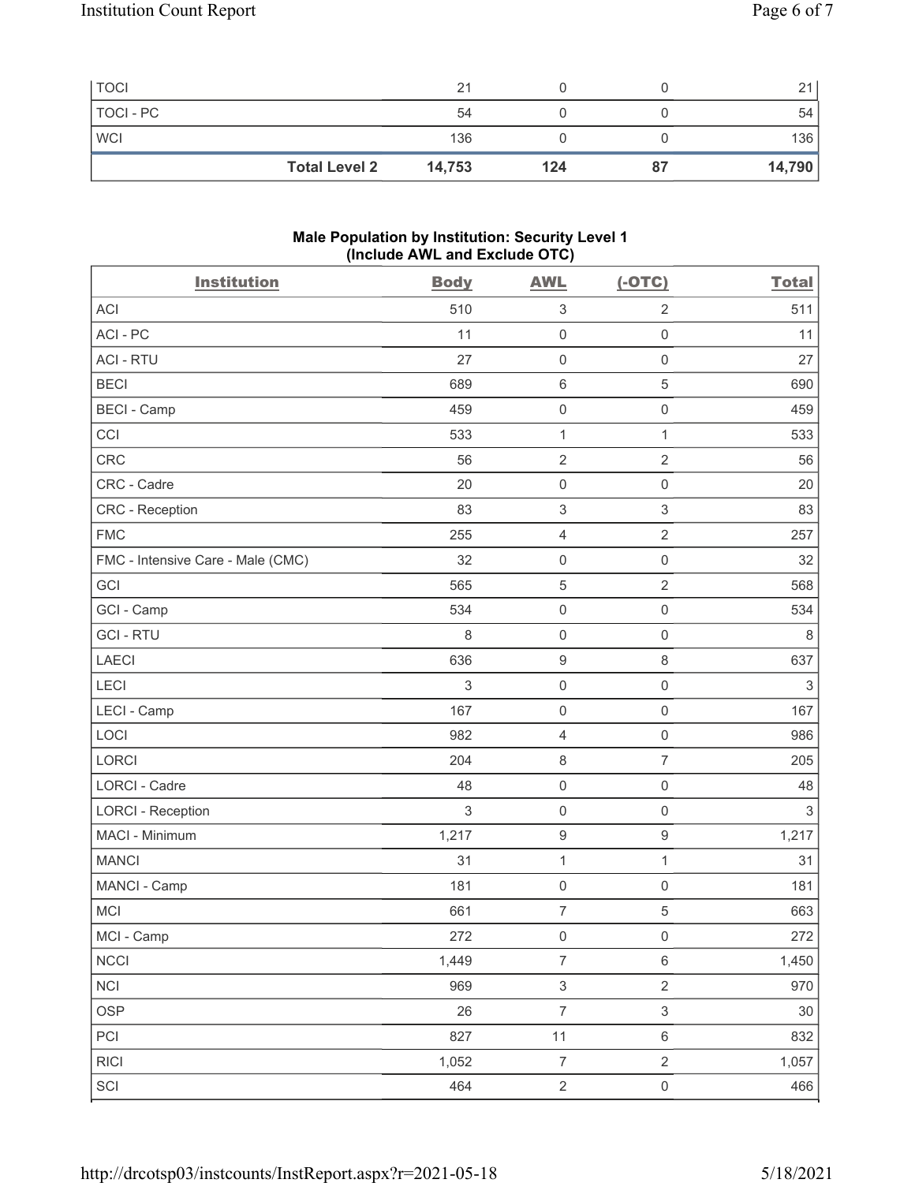| | | | | |
|---|---|---|---|---|
| TOCI | 21 | 0 | 0 | 21 |
| TOCI - PC | 54 | 0 | 0 | 54 |
| WCI | 136 | 0 | 0 | 136 |
| **Total Level 2** | **14,753** | **124** | **87** | **14,790** |

**Male Population by Institution: Security Level 1 (Include AWL and Exclude OTC)**

| Institution | Body | AWL | (-OTC) | Total |
|---|---|---|---|---|
| ACI | 510 | 3 | 2 | 511 |
| ACI - PC | 11 | 0 | 0 | 11 |
| ACI - RTU | 27 | 0 | 0 | 27 |
| BECI | 689 | 6 | 5 | 690 |
| BECI - Camp | 459 | 0 | 0 | 459 |
| CCI | 533 | 1 | 1 | 533 |
| CRC | 56 | 2 | 2 | 56 |
| CRC - Cadre | 20 | 0 | 0 | 20 |
| CRC - Reception | 83 | 3 | 3 | 83 |
| FMC | 255 | 4 | 2 | 257 |
| FMC - Intensive Care - Male (CMC) | 32 | 0 | 0 | 32 |
| GCI | 565 | 5 | 2 | 568 |
| GCI - Camp | 534 | 0 | 0 | 534 |
| GCI - RTU | 8 | 0 | 0 | 8 |
| LAECI | 636 | 9 | 8 | 637 |
| LECI | 3 | 0 | 0 | 3 |
| LECI - Camp | 167 | 0 | 0 | 167 |
| LOCI | 982 | 4 | 0 | 986 |
| LORCI | 204 | 8 | 7 | 205 |
| LORCI - Cadre | 48 | 0 | 0 | 48 |
| LORCI - Reception | 3 | 0 | 0 | 3 |
| MACI - Minimum | 1,217 | 9 | 9 | 1,217 |
| MANCI | 31 | 1 | 1 | 31 |
| MANCI - Camp | 181 | 0 | 0 | 181 |
| MCI | 661 | 7 | 5 | 663 |
| MCI - Camp | 272 | 0 | 0 | 272 |
| NCCI | 1,449 | 7 | 6 | 1,450 |
| NCI | 969 | 3 | 2 | 970 |
| OSP | 26 | 7 | 3 | 30 |
| PCI | 827 | 11 | 6 | 832 |
| RICI | 1,052 | 7 | 2 | 1,057 |
| SCI | 464 | 2 | 0 | 466 |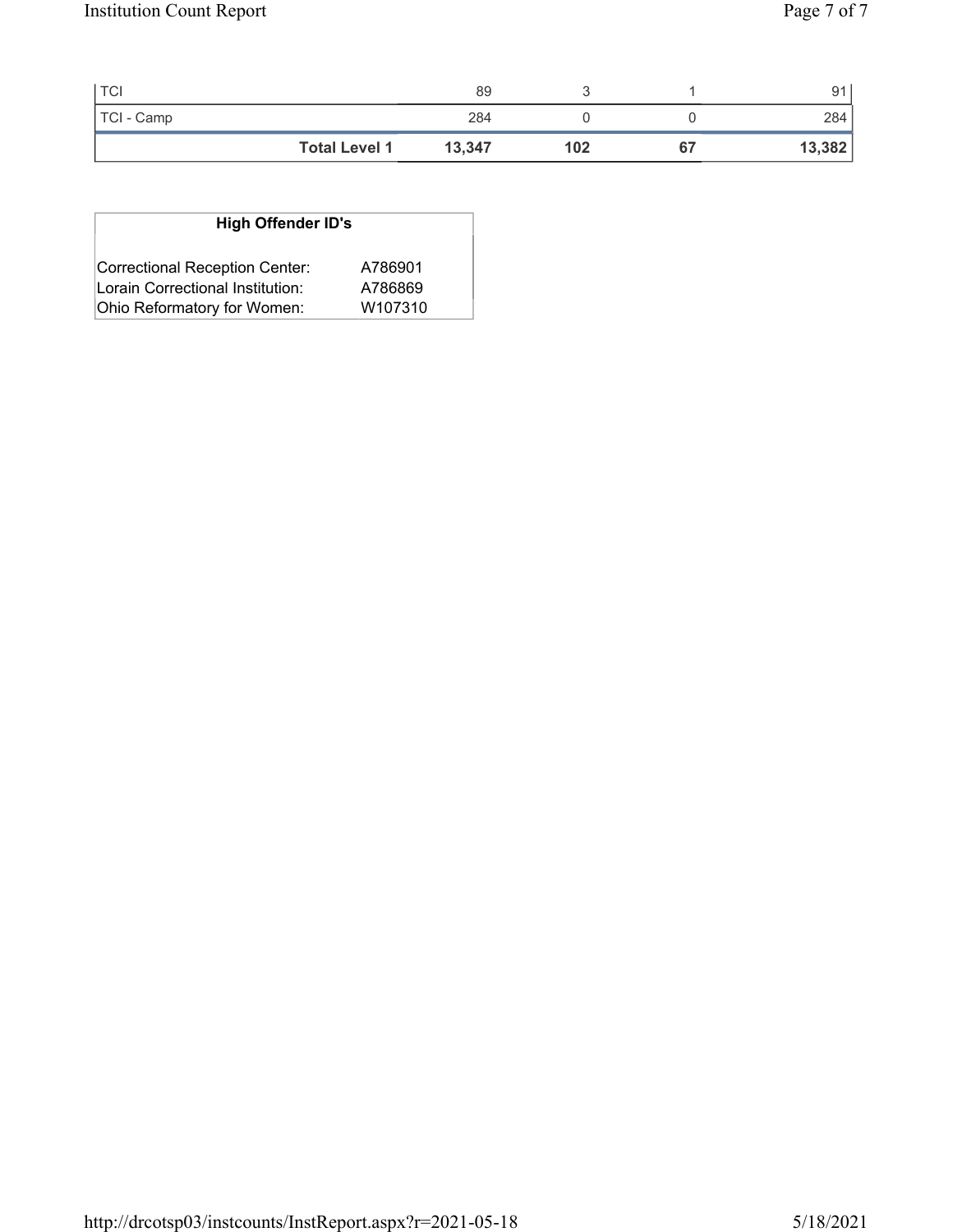| | | | | |
|---|---|---|---|---|
| TCI | 89 | 3 | 1 | 91 |
| TCI - Camp | 284 | 0 | 0 | 284 |
| **Total Level 1** | **13,347** | **102** | **67** | **13,382** |

| **High Offender ID's** | |
|---|---|
| Correctional Reception Center: | A786901 |
| Lorain Correctional Institution: | A786869 |
| Ohio Reformatory for Women: | W107310 |